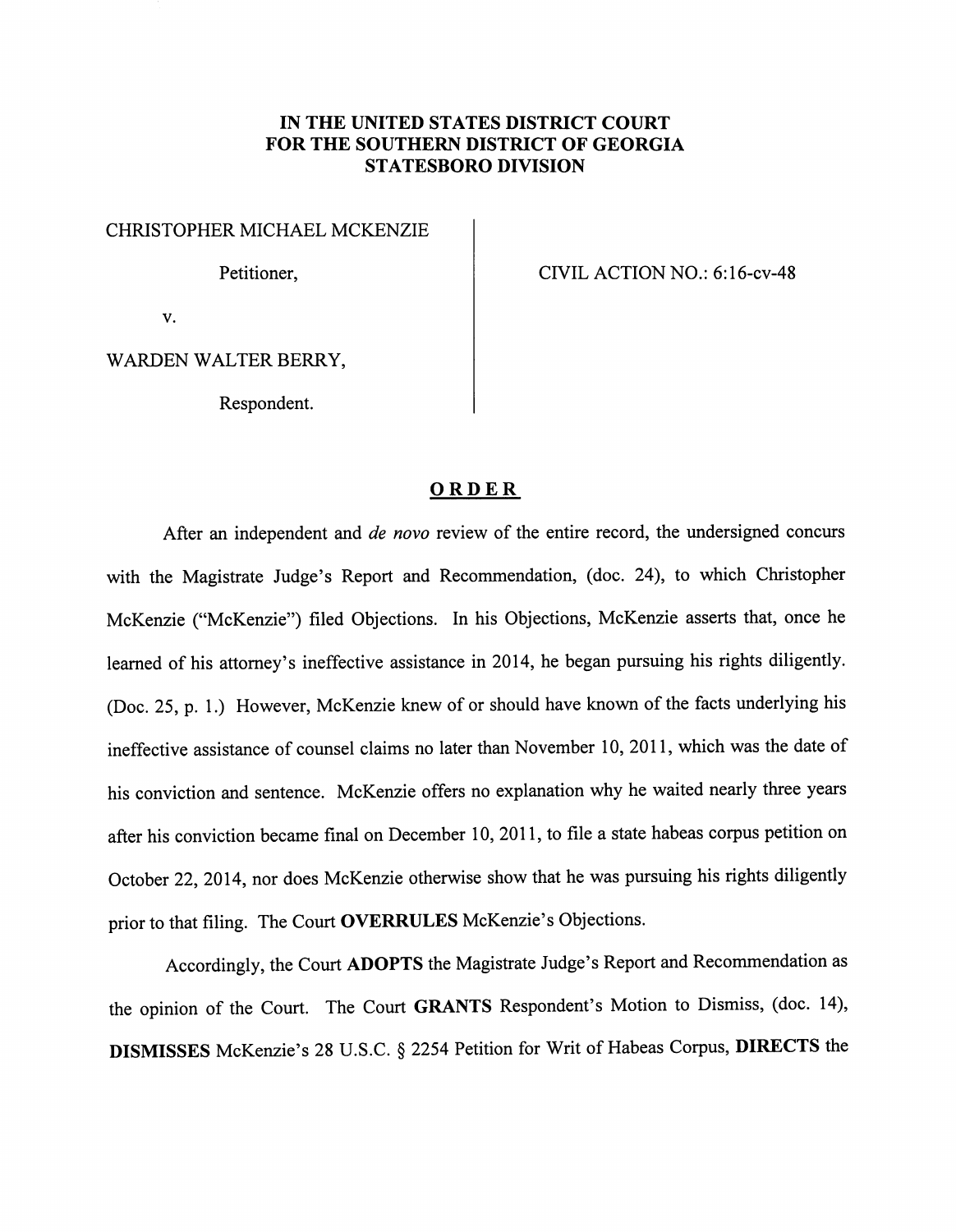**IN THE UNITED STATES DISTRICT COURT**
**FOR THE SOUTHERN DISTRICT OF GEORGIA**
**STATESBORO DIVISION**

CHRISTOPHER MICHAEL MCKENZIE

Petitioner,

v.

WARDEN WALTER BERRY,

Respondent.

CIVIL ACTION NO.: 6:16-cv-48

# ORDER

After an independent and *de novo* review of the entire record, the undersigned concurs with the Magistrate Judge's Report and Recommendation, (doc. 24), to which Christopher McKenzie ("McKenzie") filed Objections. In his Objections, McKenzie asserts that, once he learned of his attorney's ineffective assistance in 2014, he began pursuing his rights diligently. (Doc. 25, p. 1.) However, McKenzie knew of or should have known of the facts underlying his ineffective assistance of counsel claims no later than November 10, 2011, which was the date of his conviction and sentence. McKenzie offers no explanation why he waited nearly three years after his conviction became final on December 10, 2011, to file a state habeas corpus petition on October 22, 2014, nor does McKenzie otherwise show that he was pursuing his rights diligently prior to that filing. The Court **OVERRULES** McKenzie's Objections.

Accordingly, the Court **ADOPTS** the Magistrate Judge's Report and Recommendation as the opinion of the Court. The Court **GRANTS** Respondent's Motion to Dismiss, (doc. 14), **DISMISSES** McKenzie's 28 U.S.C. § 2254 Petition for Writ of Habeas Corpus, **DIRECTS** the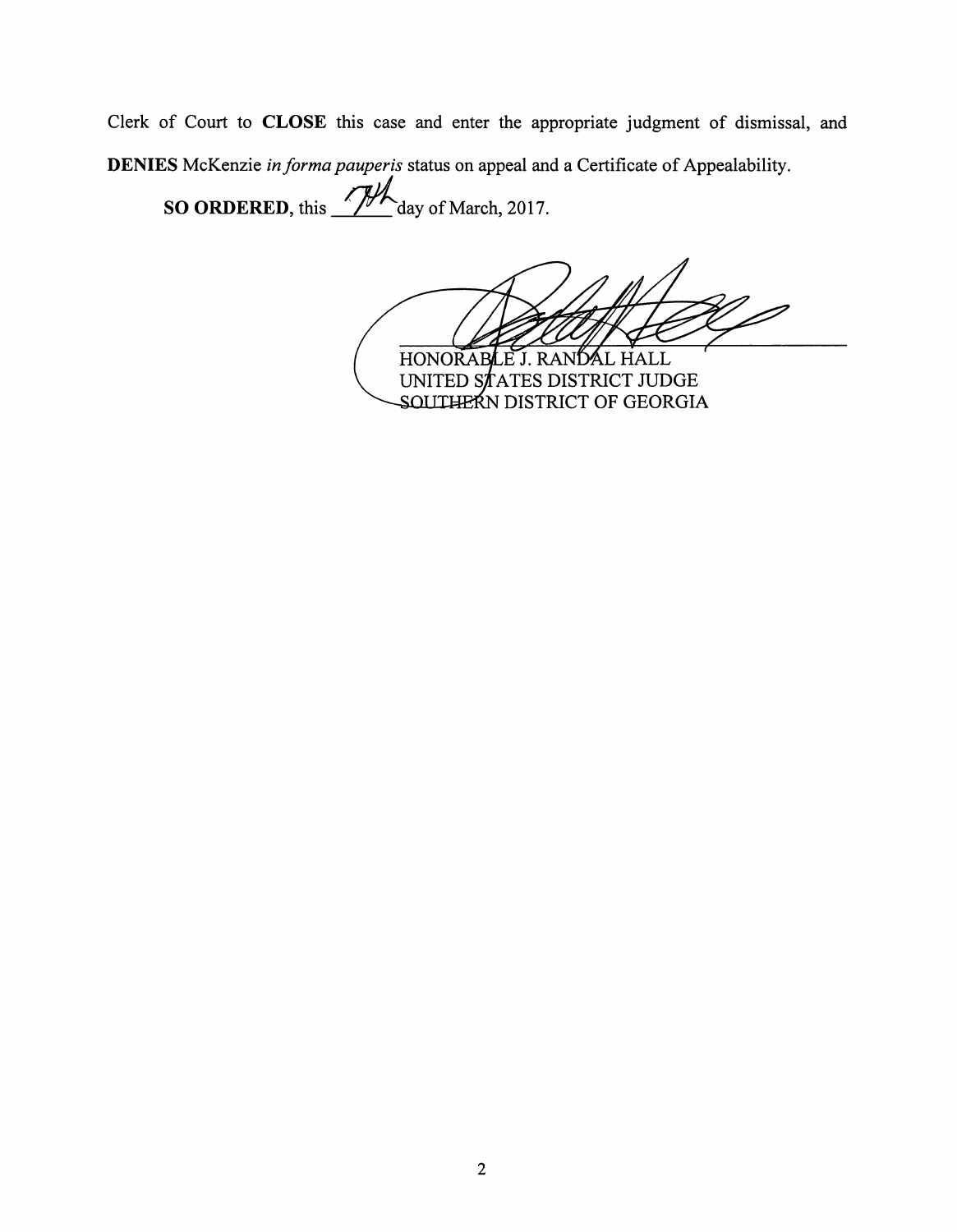Clerk of Court to **CLOSE** this case and enter the appropriate judgment of dismissal, and **DENIES** McKenzie *in forma pauperis* status on appeal and a Certificate of Appealability.

**SO ORDERED**, this 7th day of March, 2017.

HONORABLE J. RANDAL HALL
UNITED STATES DISTRICT JUDGE
SOUTHERN DISTRICT OF GEORGIA